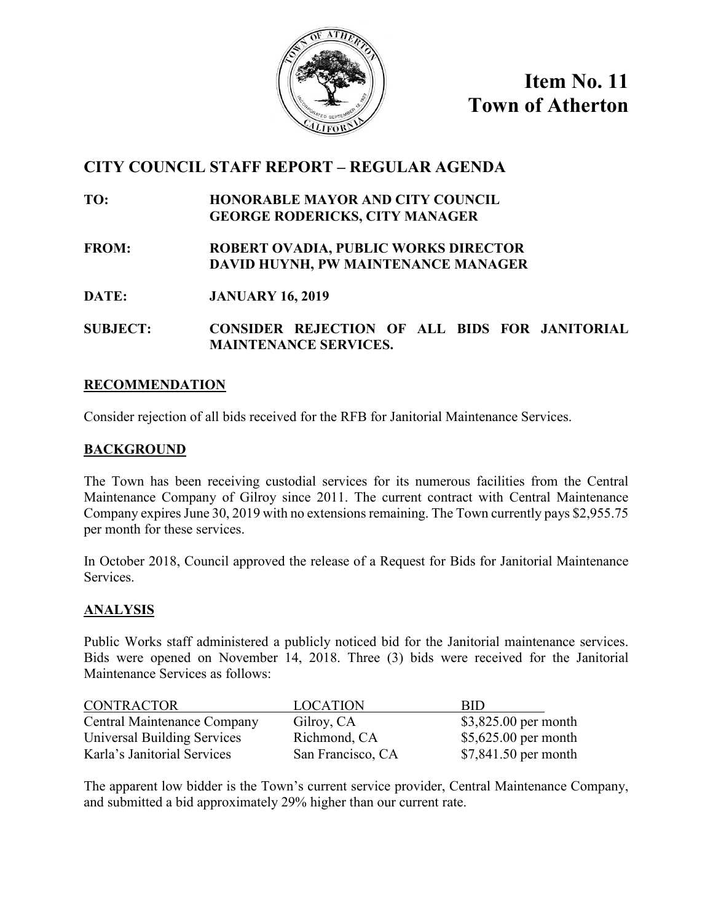# Item No. 11
# Town of Atherton

## CITY COUNCIL STAFF REPORT – REGULAR AGENDA

**TO:** HONORABLE MAYOR AND CITY COUNCIL
GEORGE RODERICKS, CITY MANAGER

**FROM:** ROBERT OVADIA, PUBLIC WORKS DIRECTOR
DAVID HUYNH, PW MAINTENANCE MANAGER

**DATE:** JANUARY 16, 2019

**SUBJECT:** CONSIDER REJECTION OF ALL BIDS FOR JANITORIAL MAINTENANCE SERVICES.

### RECOMMENDATION

Consider rejection of all bids received for the RFB for Janitorial Maintenance Services.

### BACKGROUND

The Town has been receiving custodial services for its numerous facilities from the Central Maintenance Company of Gilroy since 2011. The current contract with Central Maintenance Company expires June 30, 2019 with no extensions remaining. The Town currently pays $2,955.75 per month for these services.

In October 2018, Council approved the release of a Request for Bids for Janitorial Maintenance Services.

### ANALYSIS

Public Works staff administered a publicly noticed bid for the Janitorial maintenance services. Bids were opened on November 14, 2018. Three (3) bids were received for the Janitorial Maintenance Services as follows:

| CONTRACTOR | LOCATION | BID |
|---|---|---|
| Central Maintenance Company | Gilroy, CA | $3,825.00 per month |
| Universal Building Services | Richmond, CA | $5,625.00 per month |
| Karla's Janitorial Services | San Francisco, CA | $7,841.50 per month |

The apparent low bidder is the Town's current service provider, Central Maintenance Company, and submitted a bid approximately 29% higher than our current rate.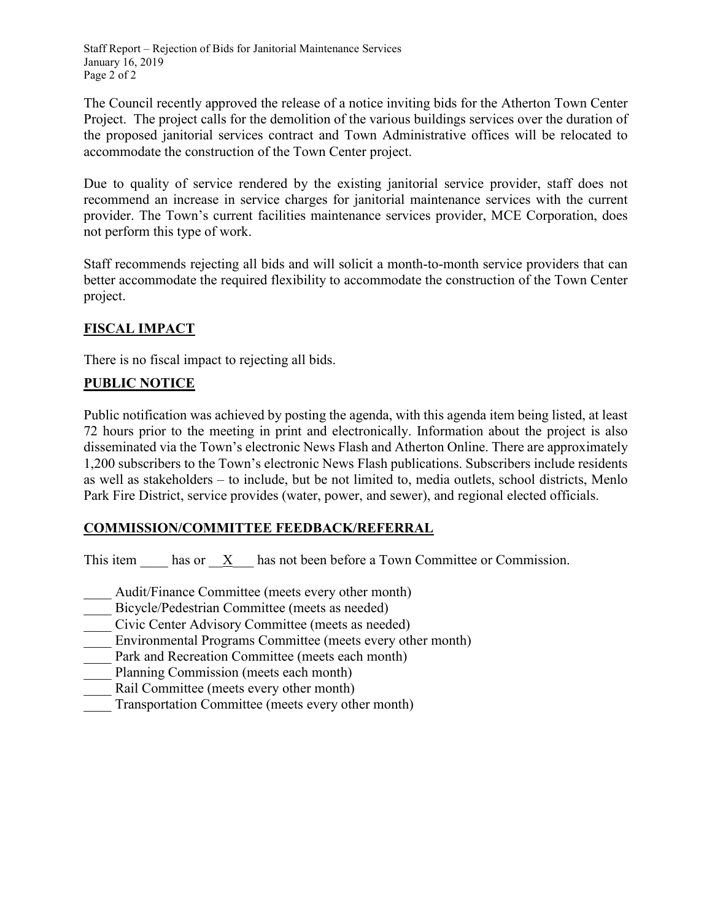The Council recently approved the release of a notice inviting bids for the Atherton Town Center Project. The project calls for the demolition of the various buildings services over the duration of the proposed janitorial services contract and Town Administrative offices will be relocated to accommodate the construction of the Town Center project.

Due to quality of service rendered by the existing janitorial service provider, staff does not recommend an increase in service charges for janitorial maintenance services with the current provider. The Town's current facilities maintenance services provider, MCE Corporation, does not perform this type of work.

Staff recommends rejecting all bids and will solicit a month-to-month service providers that can better accommodate the required flexibility to accommodate the construction of the Town Center project.

## FISCAL IMPACT

There is no fiscal impact to rejecting all bids.

## PUBLIC NOTICE

Public notification was achieved by posting the agenda, with this agenda item being listed, at least 72 hours prior to the meeting in print and electronically. Information about the project is also disseminated via the Town's electronic News Flash and Atherton Online. There are approximately 1,200 subscribers to the Town's electronic News Flash publications. Subscribers include residents as well as stakeholders – to include, but be not limited to, media outlets, school districts, Menlo Park Fire District, service provides (water, power, and sewer), and regional elected officials.

## COMMISSION/COMMITTEE FEEDBACK/REFERRAL

This item ____ has or __X___ has not been before a Town Committee or Commission.

____ Audit/Finance Committee (meets every other month)
____ Bicycle/Pedestrian Committee (meets as needed)
____ Civic Center Advisory Committee (meets as needed)
____ Environmental Programs Committee (meets every other month)
____ Park and Recreation Committee (meets each month)
____ Planning Commission (meets each month)
____ Rail Committee (meets every other month)
____ Transportation Committee (meets every other month)